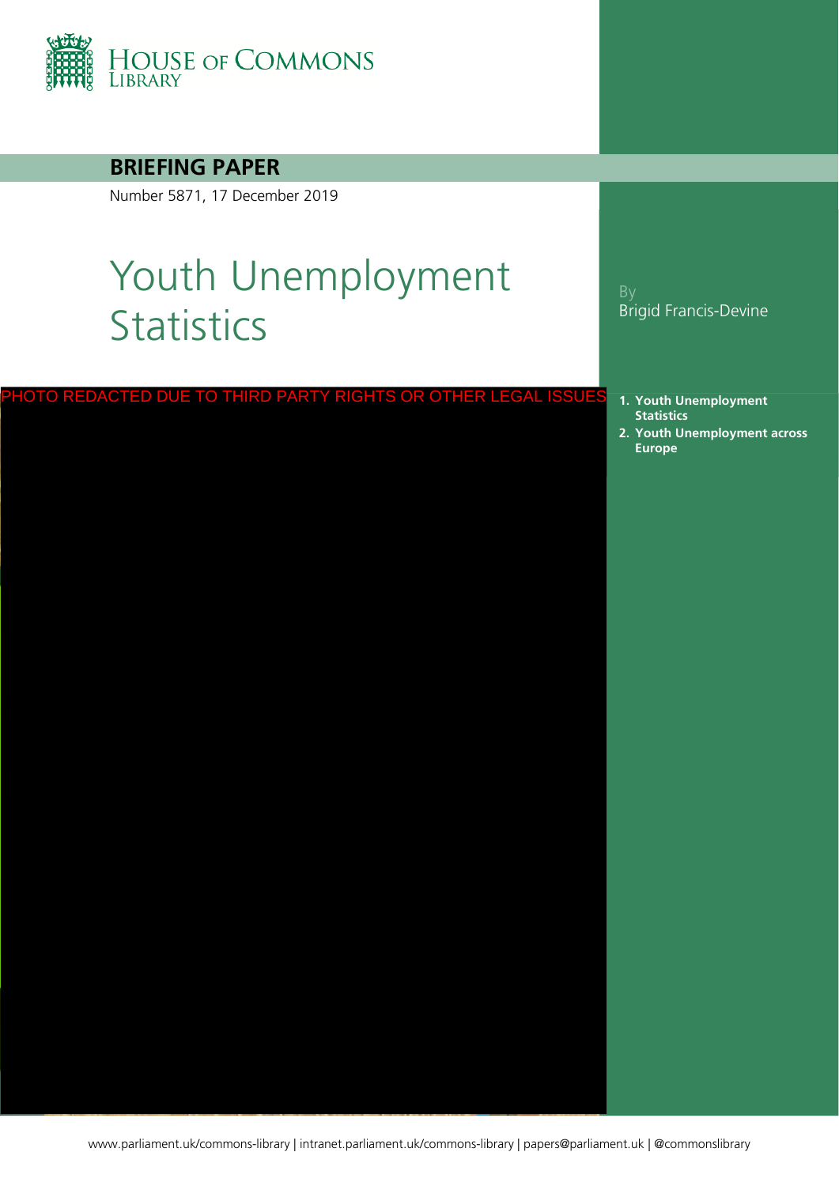HOUSE OF COMMONS LIBRARY

**BRIEFING PAPER**

Number 5871, 17 December 2019

# Youth Unemployment Statistics

By
Brigid Francis-Devine

PHOTO REDACTED DUE TO THIRD PARTY RIGHTS OR OTHER LEGAL ISSUES

1. **Youth Unemployment Statistics**
2. **Youth Unemployment across Europe**

www.parliament.uk/commons-library | intranet.parliament.uk/commons-library | papers@parliament.uk | @commonslibrary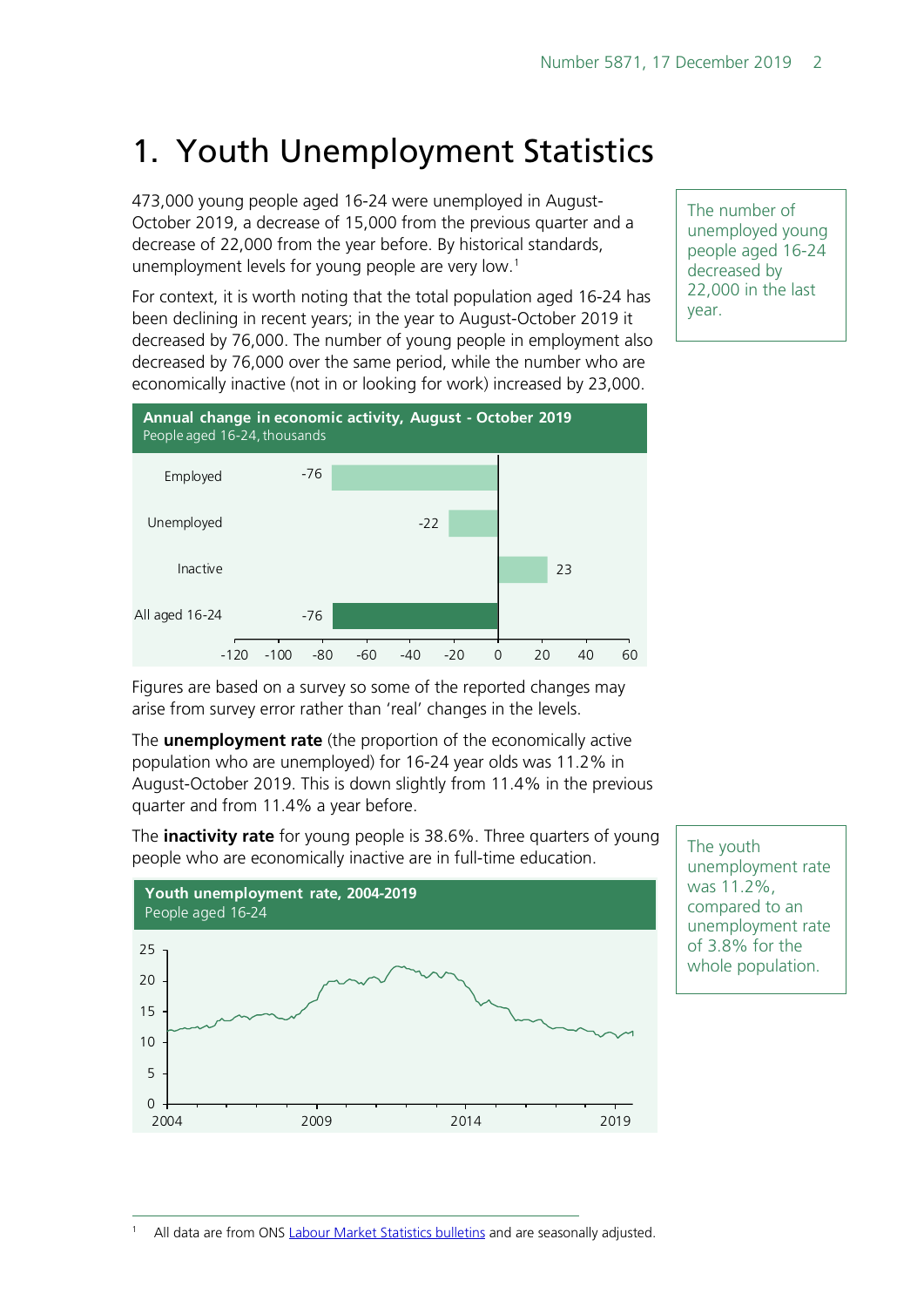# 1. Youth Unemployment Statistics

473,000 young people aged 16-24 were unemployed in August-October 2019, a decrease of 15,000 from the previous quarter and a decrease of 22,000 from the year before. By historical standards, unemployment levels for young people are very low.[1]

The number of unemployed young people aged 16-24 decreased by 22,000 in the last year.

For context, it is worth noting that the total population aged 16-24 has been declining in recent years; in the year to August-October 2019 it decreased by 76,000. The number of young people in employment also decreased by 76,000 over the same period, while the number who are economically inactive (not in or looking for work) increased by 23,000.

**Annual change in economic activity, August - October 2019**
People aged 16-24, thousands

| | Change |
|---|---|
| Employed | -76 |
| Unemployed | -22 |
| Inactive | 23 |
| All aged 16-24 | -76 |

Figures are based on a survey so some of the reported changes may arise from survey error rather than 'real' changes in the levels.

The **unemployment rate** (the proportion of the economically active population who are unemployed) for 16-24 year olds was 11.2% in August-October 2019. This is down slightly from 11.4% in the previous quarter and from 11.4% a year before.

The **inactivity rate** for young people is 38.6%. Three quarters of young people who are economically inactive are in full-time education.

The youth unemployment rate was 11.2%, compared to an unemployment rate of 3.8% for the whole population.

**Youth unemployment rate, 2004-2019**
People aged 16-24

[1] All data are from ONS Labour Market Statistics bulletins and are seasonally adjusted.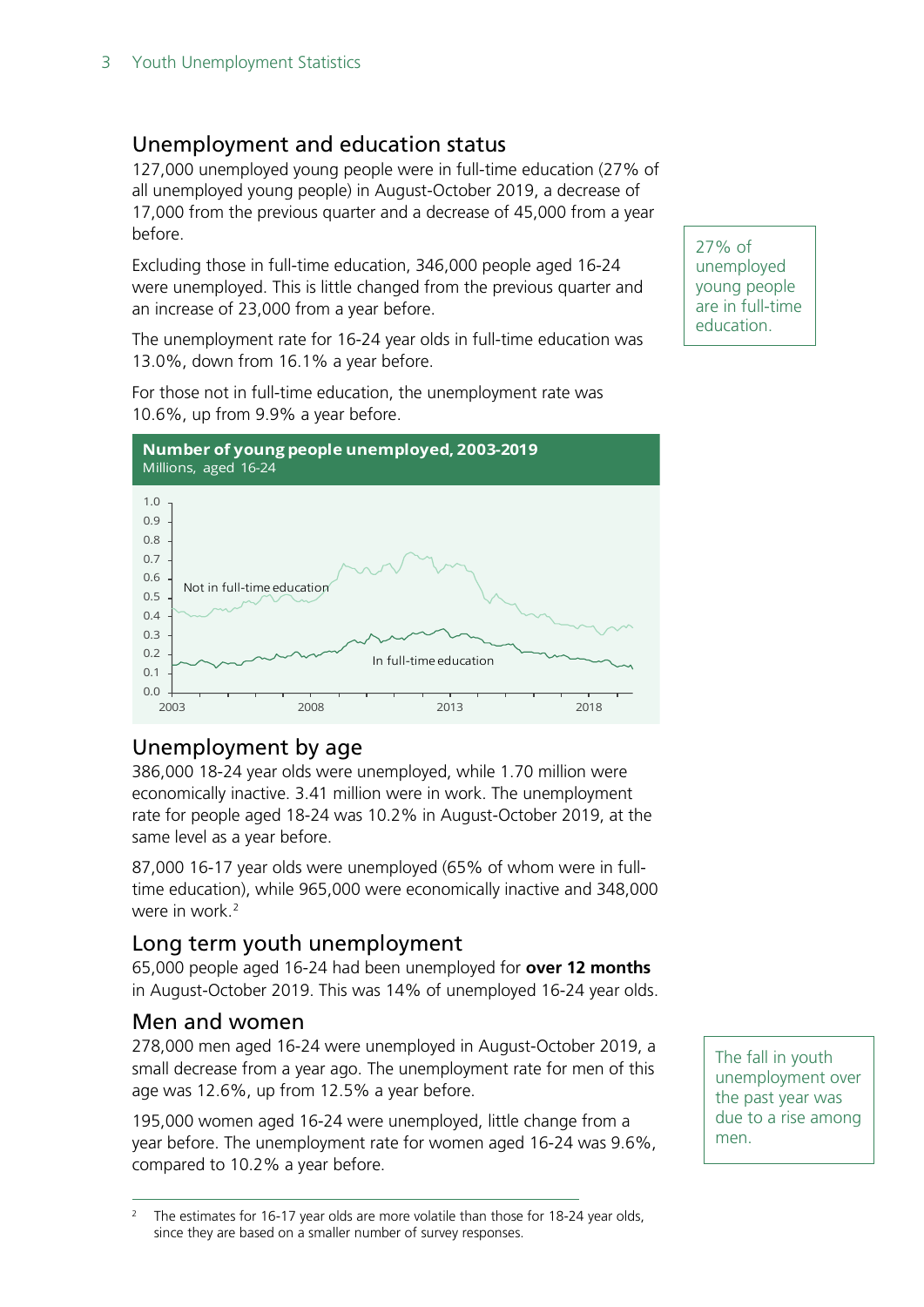## Unemployment and education status

127,000 unemployed young people were in full-time education (27% of all unemployed young people) in August-October 2019, a decrease of 17,000 from the previous quarter and a decrease of 45,000 from a year before.

Excluding those in full-time education, 346,000 people aged 16-24 were unemployed. This is little changed from the previous quarter and an increase of 23,000 from a year before.

The unemployment rate for 16-24 year olds in full-time education was 13.0%, down from 16.1% a year before.

For those not in full-time education, the unemployment rate was 10.6%, up from 9.9% a year before.

27% of unemployed young people are in full-time education.

**Number of young people unemployed, 2003-2019**
Millions, aged 16-24

## Unemployment by age

386,000 18-24 year olds were unemployed, while 1.70 million were economically inactive. 3.41 million were in work. The unemployment rate for people aged 18-24 was 10.2% in August-October 2019, at the same level as a year before.

87,000 16-17 year olds were unemployed (65% of whom were in full-time education), while 965,000 were economically inactive and 348,000 were in work.[2]

## Long term youth unemployment

65,000 people aged 16-24 had been unemployed for **over 12 months** in August-October 2019. This was 14% of unemployed 16-24 year olds.

## Men and women

278,000 men aged 16-24 were unemployed in August-October 2019, a small decrease from a year ago. The unemployment rate for men of this age was 12.6%, up from 12.5% a year before.

195,000 women aged 16-24 were unemployed, little change from a year before. The unemployment rate for women aged 16-24 was 9.6%, compared to 10.2% a year before.

The fall in youth unemployment over the past year was due to a rise among men.

[2] The estimates for 16-17 year olds are more volatile than those for 18-24 year olds, since they are based on a smaller number of survey responses.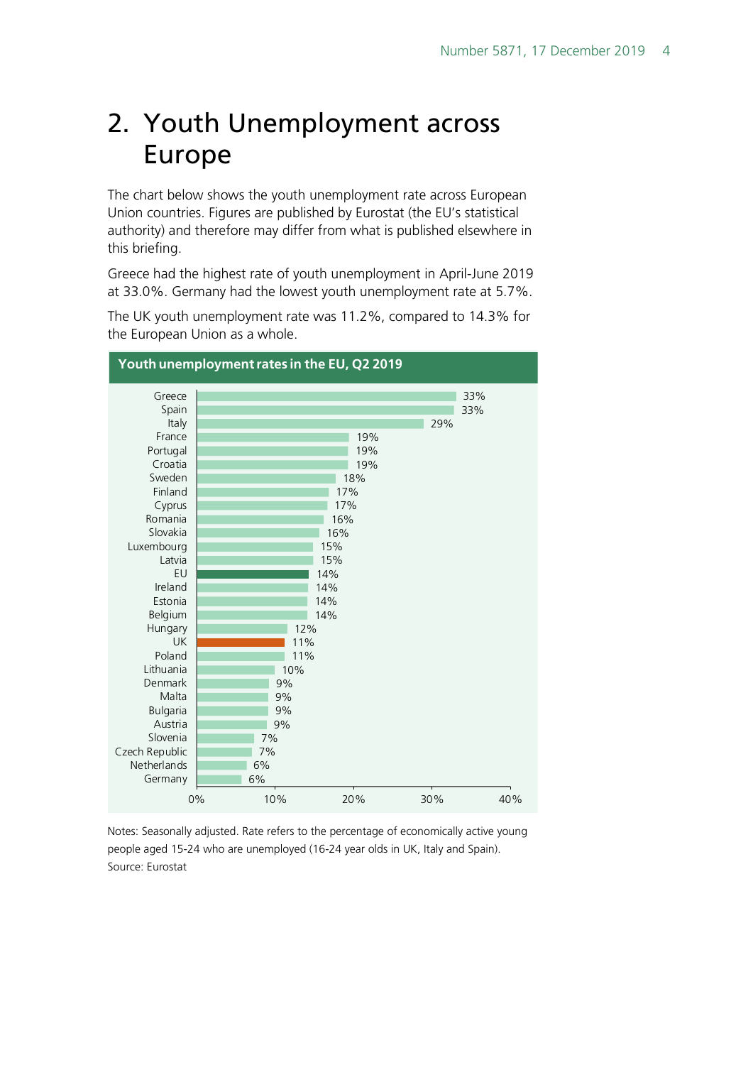# 2. Youth Unemployment across Europe

The chart below shows the youth unemployment rate across European Union countries. Figures are published by Eurostat (the EU's statistical authority) and therefore may differ from what is published elsewhere in this briefing.

Greece had the highest rate of youth unemployment in April-June 2019 at 33.0%. Germany had the lowest youth unemployment rate at 5.7%.

The UK youth unemployment rate was 11.2%, compared to 14.3% for the European Union as a whole.

**Youth unemployment rates in the EU, Q2 2019**

| Country | Rate |
|---|---|
| Greece | 33% |
| Spain | 33% |
| Italy | 29% |
| France | 19% |
| Portugal | 19% |
| Croatia | 19% |
| Sweden | 18% |
| Finland | 17% |
| Cyprus | 17% |
| Romania | 16% |
| Slovakia | 16% |
| Luxembourg | 15% |
| Latvia | 15% |
| EU | 14% |
| Ireland | 14% |
| Estonia | 14% |
| Belgium | 14% |
| Hungary | 12% |
| UK | 11% |
| Poland | 11% |
| Lithuania | 10% |
| Denmark | 9% |
| Malta | 9% |
| Bulgaria | 9% |
| Austria | 9% |
| Slovenia | 7% |
| Czech Republic | 7% |
| Netherlands | 6% |
| Germany | 6% |

Notes: Seasonally adjusted. Rate refers to the percentage of economically active young people aged 15-24 who are unemployed (16-24 year olds in UK, Italy and Spain).
Source: Eurostat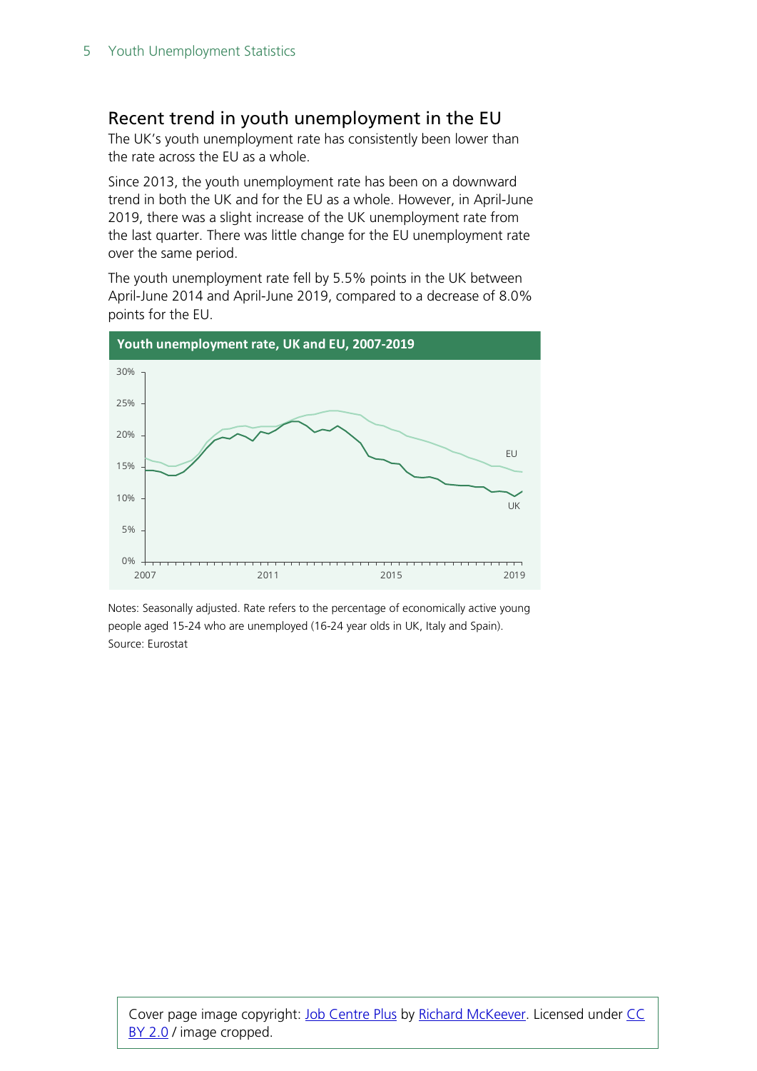## Recent trend in youth unemployment in the EU

The UK's youth unemployment rate has consistently been lower than the rate across the EU as a whole.

Since 2013, the youth unemployment rate has been on a downward trend in both the UK and for the EU as a whole. However, in April-June 2019, there was a slight increase of the UK unemployment rate from the last quarter. There was little change for the EU unemployment rate over the same period.

The youth unemployment rate fell by 5.5% points in the UK between April-June 2014 and April-June 2019, compared to a decrease of 8.0% points for the EU.

**Youth unemployment rate, UK and EU, 2007-2019**

Notes: Seasonally adjusted. Rate refers to the percentage of economically active young people aged 15-24 who are unemployed (16-24 year olds in UK, Italy and Spain).
Source: Eurostat

Cover page image copyright: Job Centre Plus by Richard McKeever. Licensed under CC BY 2.0 / image cropped.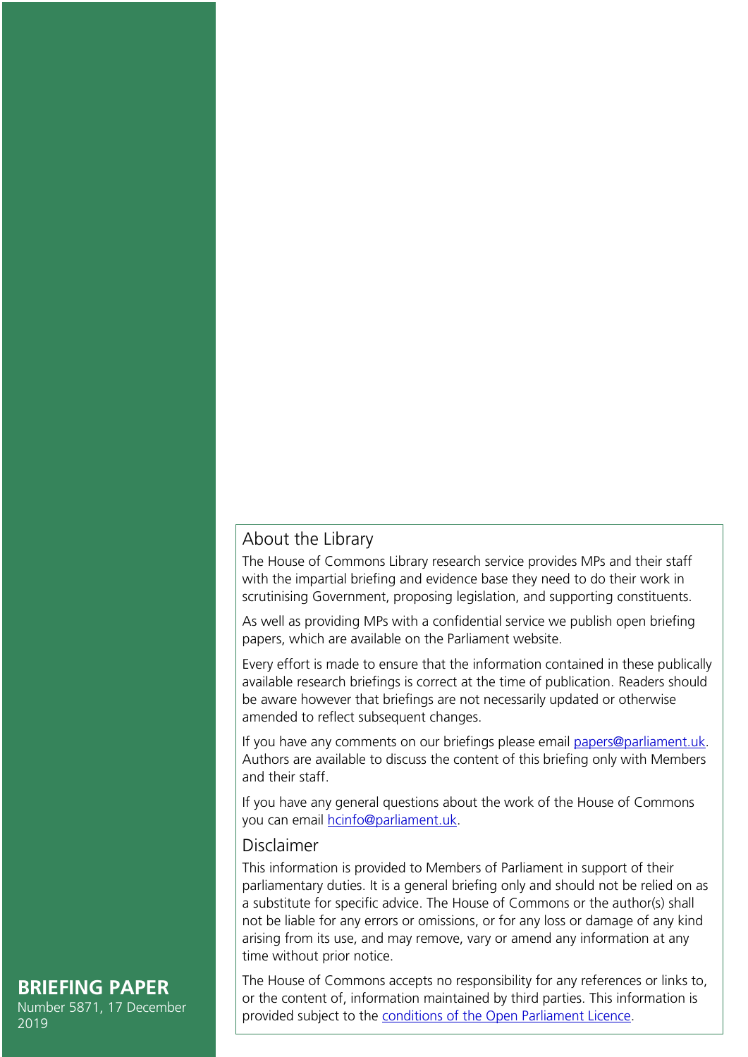## About the Library

The House of Commons Library research service provides MPs and their staff with the impartial briefing and evidence base they need to do their work in scrutinising Government, proposing legislation, and supporting constituents.

As well as providing MPs with a confidential service we publish open briefing papers, which are available on the Parliament website.

Every effort is made to ensure that the information contained in these publically available research briefings is correct at the time of publication. Readers should be aware however that briefings are not necessarily updated or otherwise amended to reflect subsequent changes.

If you have any comments on our briefings please email papers@parliament.uk. Authors are available to discuss the content of this briefing only with Members and their staff.

If you have any general questions about the work of the House of Commons you can email hcinfo@parliament.uk.

## Disclaimer

This information is provided to Members of Parliament in support of their parliamentary duties. It is a general briefing only and should not be relied on as a substitute for specific advice. The House of Commons or the author(s) shall not be liable for any errors or omissions, or for any loss or damage of any kind arising from its use, and may remove, vary or amend any information at any time without prior notice.

The House of Commons accepts no responsibility for any references or links to, or the content of, information maintained by third parties. This information is provided subject to the conditions of the Open Parliament Licence.

**BRIEFING PAPER**
Number 5871, 17 December 2019